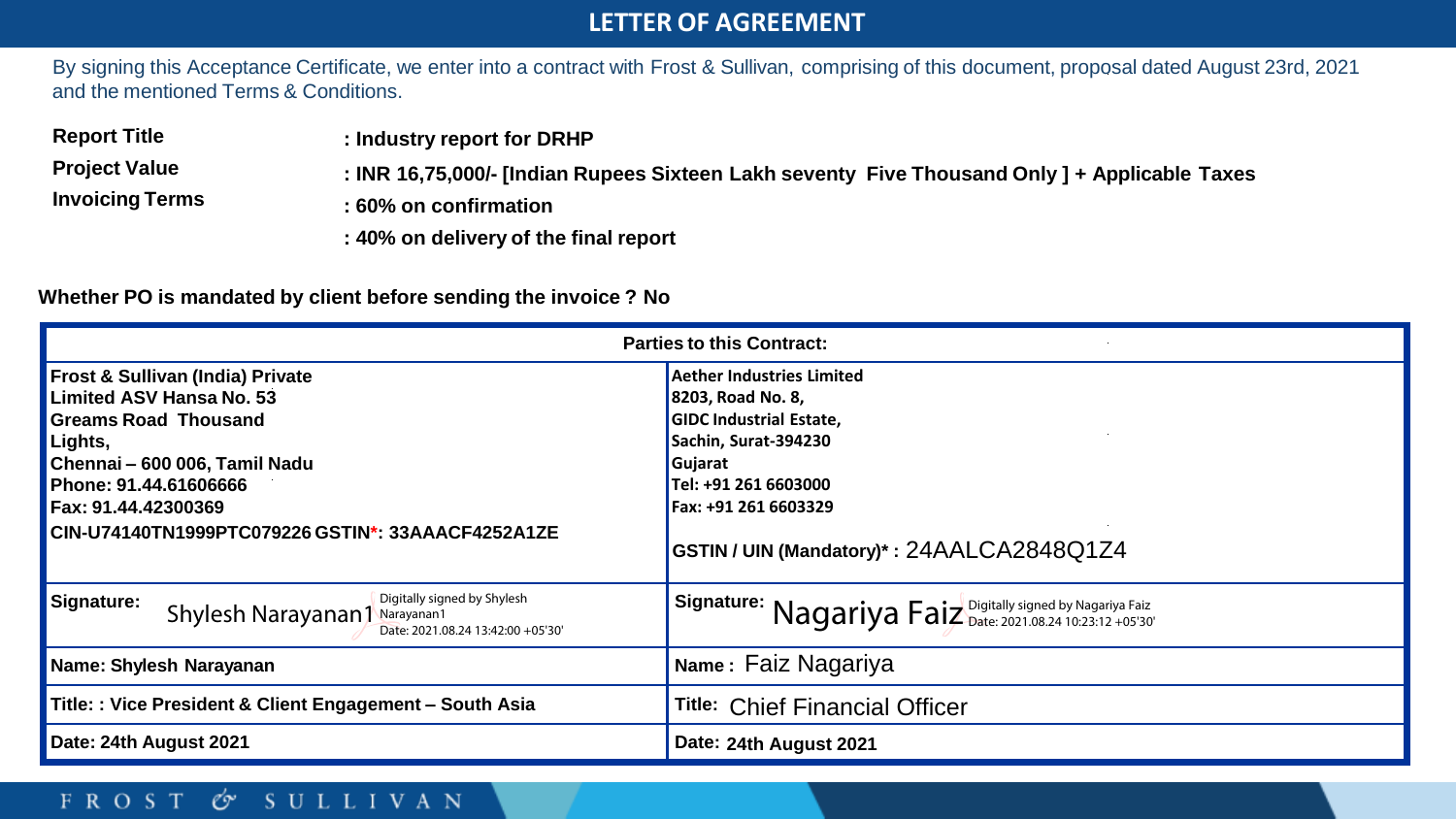# LETTER OF AGREEMENT

By signing this Acceptance Certificate, we enter into a contract with Frost & Sullivan, comprising of this document, proposal dated August 23rd, 2021 and the mentioned Terms & Conditions.

| | |
|---|---|
| **Report Title** | **: Industry report for DRHP** |
| **Project Value** | **: INR 16,75,000/- [Indian Rupees Sixteen Lakh seventy Five Thousand Only ] + Applicable Taxes** |
| **Invoicing Terms** | **: 60% on confirmation** |
| | **: 40% on delivery of the final report** |

**Whether PO is mandated by client before sending the invoice ? No**

| **Parties to this Contract:** | |
|---|---|
| **Frost & Sullivan (India) Private Limited ASV Hansa No. 53 Greams Road Thousand Lights, Chennai – 600 006, Tamil Nadu Phone: 91.44.61606666 Fax: 91.44.42300369 CIN-U74140TN1999PTC079226 GSTIN*: 33AAACF4252A1ZE** | **Aether Industries Limited 8203, Road No. 8, GIDC Industrial Estate, Sachin, Surat-394230 Gujarat Tel: +91 261 6603000 Fax: +91 261 6603329 GSTIN / UIN (Mandatory)* :** 24AALCA2848Q1Z4 |
| **Signature:** Shylesh Narayanan1 Digitally signed by Shylesh Narayanan1 Date: 2021.08.24 13:42:00 +05'30' | **Signature:** Nagariya Faiz Digitally signed by Nagariya Faiz Date: 2021.08.24 10:23:12 +05'30' |
| **Name: Shylesh Narayanan** | **Name :** Faiz Nagariya |
| **Title: : Vice President & Client Engagement – South Asia** | **Title:** Chief Financial Officer |
| **Date: 24th August 2021** | **Date: 24th August 2021** |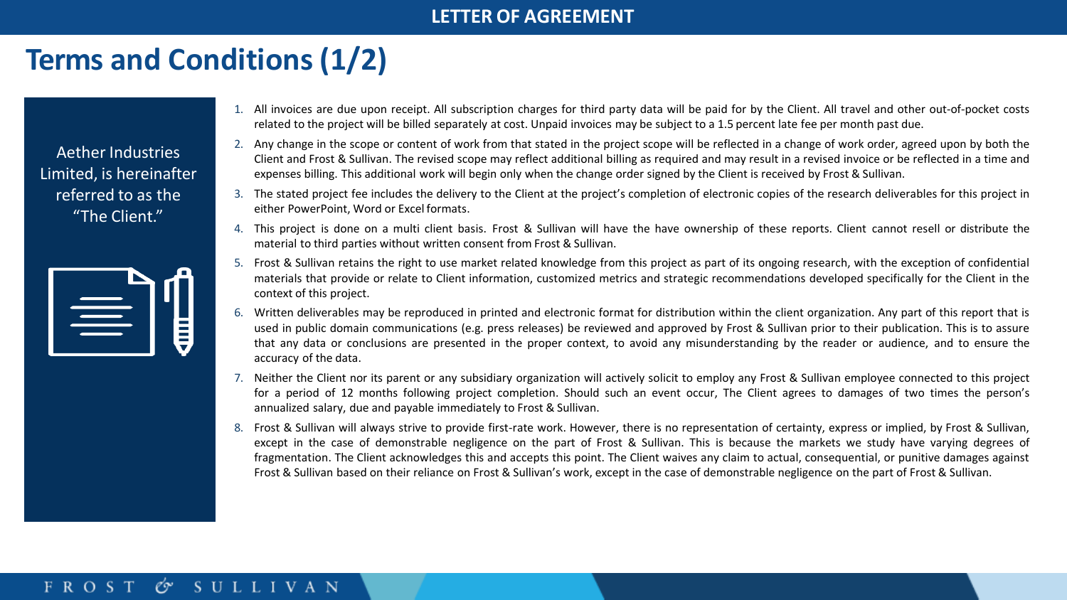LETTER OF AGREEMENT

# Terms and Conditions (1/2)

Aether Industries Limited, is hereinafter referred to as the "The Client."

1. All invoices are due upon receipt. All subscription charges for third party data will be paid for by the Client. All travel and other out-of-pocket costs related to the project will be billed separately at cost. Unpaid invoices may be subject to a 1.5 percent late fee per month past due.
2. Any change in the scope or content of work from that stated in the project scope will be reflected in a change of work order, agreed upon by both the Client and Frost & Sullivan. The revised scope may reflect additional billing as required and may result in a revised invoice or be reflected in a time and expenses billing. This additional work will begin only when the change order signed by the Client is received by Frost & Sullivan.
3. The stated project fee includes the delivery to the Client at the project's completion of electronic copies of the research deliverables for this project in either PowerPoint, Word or Excel formats.
4. This project is done on a multi client basis. Frost & Sullivan will have the have ownership of these reports. Client cannot resell or distribute the material to third parties without written consent from Frost & Sullivan.
5. Frost & Sullivan retains the right to use market related knowledge from this project as part of its ongoing research, with the exception of confidential materials that provide or relate to Client information, customized metrics and strategic recommendations developed specifically for the Client in the context of this project.
6. Written deliverables may be reproduced in printed and electronic format for distribution within the client organization. Any part of this report that is used in public domain communications (e.g. press releases) be reviewed and approved by Frost & Sullivan prior to their publication. This is to assure that any data or conclusions are presented in the proper context, to avoid any misunderstanding by the reader or audience, and to ensure the accuracy of the data.
7. Neither the Client nor its parent or any subsidiary organization will actively solicit to employ any Frost & Sullivan employee connected to this project for a period of 12 months following project completion. Should such an event occur, The Client agrees to damages of two times the person's annualized salary, due and payable immediately to Frost & Sullivan.
8. Frost & Sullivan will always strive to provide first-rate work. However, there is no representation of certainty, express or implied, by Frost & Sullivan, except in the case of demonstrable negligence on the part of Frost & Sullivan. This is because the markets we study have varying degrees of fragmentation. The Client acknowledges this and accepts this point. The Client waives any claim to actual, consequential, or punitive damages against Frost & Sullivan based on their reliance on Frost & Sullivan's work, except in the case of demonstrable negligence on the part of Frost & Sullivan.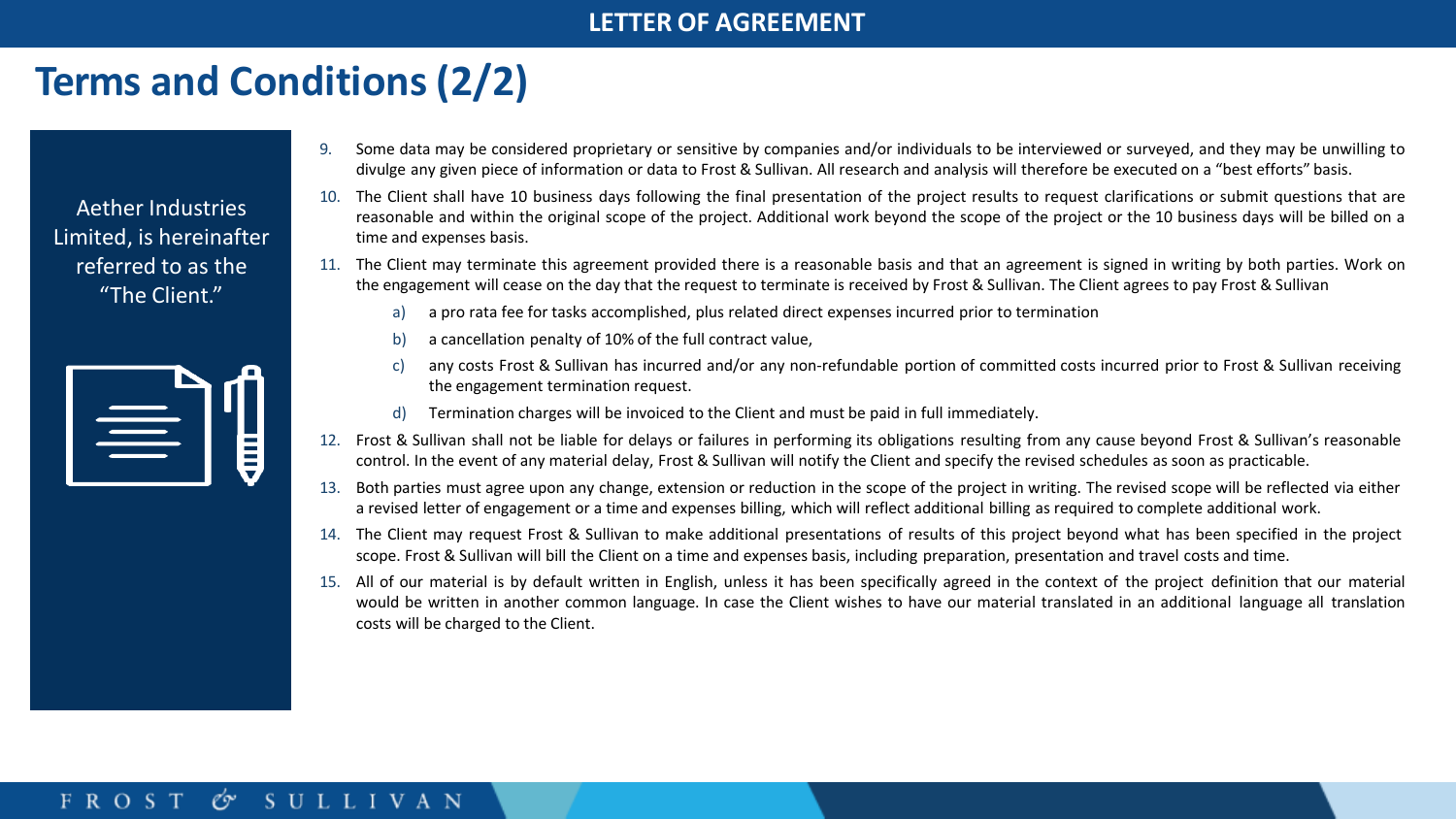LETTER OF AGREEMENT

# Terms and Conditions (2/2)

Aether Industries Limited, is hereinafter referred to as the "The Client."

9. Some data may be considered proprietary or sensitive by companies and/or individuals to be interviewed or surveyed, and they may be unwilling to divulge any given piece of information or data to Frost & Sullivan. All research and analysis will therefore be executed on a "best efforts" basis.
10. The Client shall have 10 business days following the final presentation of the project results to request clarifications or submit questions that are reasonable and within the original scope of the project. Additional work beyond the scope of the project or the 10 business days will be billed on a time and expenses basis.
11. The Client may terminate this agreement provided there is a reasonable basis and that an agreement is signed in writing by both parties. Work on the engagement will cease on the day that the request to terminate is received by Frost & Sullivan. The Client agrees to pay Frost & Sullivan
    a) a pro rata fee for tasks accomplished, plus related direct expenses incurred prior to termination
    b) a cancellation penalty of 10% of the full contract value,
    c) any costs Frost & Sullivan has incurred and/or any non-refundable portion of committed costs incurred prior to Frost & Sullivan receiving the engagement termination request.
    d) Termination charges will be invoiced to the Client and must be paid in full immediately.
12. Frost & Sullivan shall not be liable for delays or failures in performing its obligations resulting from any cause beyond Frost & Sullivan's reasonable control. In the event of any material delay, Frost & Sullivan will notify the Client and specify the revised schedules as soon as practicable.
13. Both parties must agree upon any change, extension or reduction in the scope of the project in writing. The revised scope will be reflected via either a revised letter of engagement or a time and expenses billing, which will reflect additional billing as required to complete additional work.
14. The Client may request Frost & Sullivan to make additional presentations of results of this project beyond what has been specified in the project scope. Frost & Sullivan will bill the Client on a time and expenses basis, including preparation, presentation and travel costs and time.
15. All of our material is by default written in English, unless it has been specifically agreed in the context of the project definition that our material would be written in another common language. In case the Client wishes to have our material translated in an additional language all translation costs will be charged to the Client.